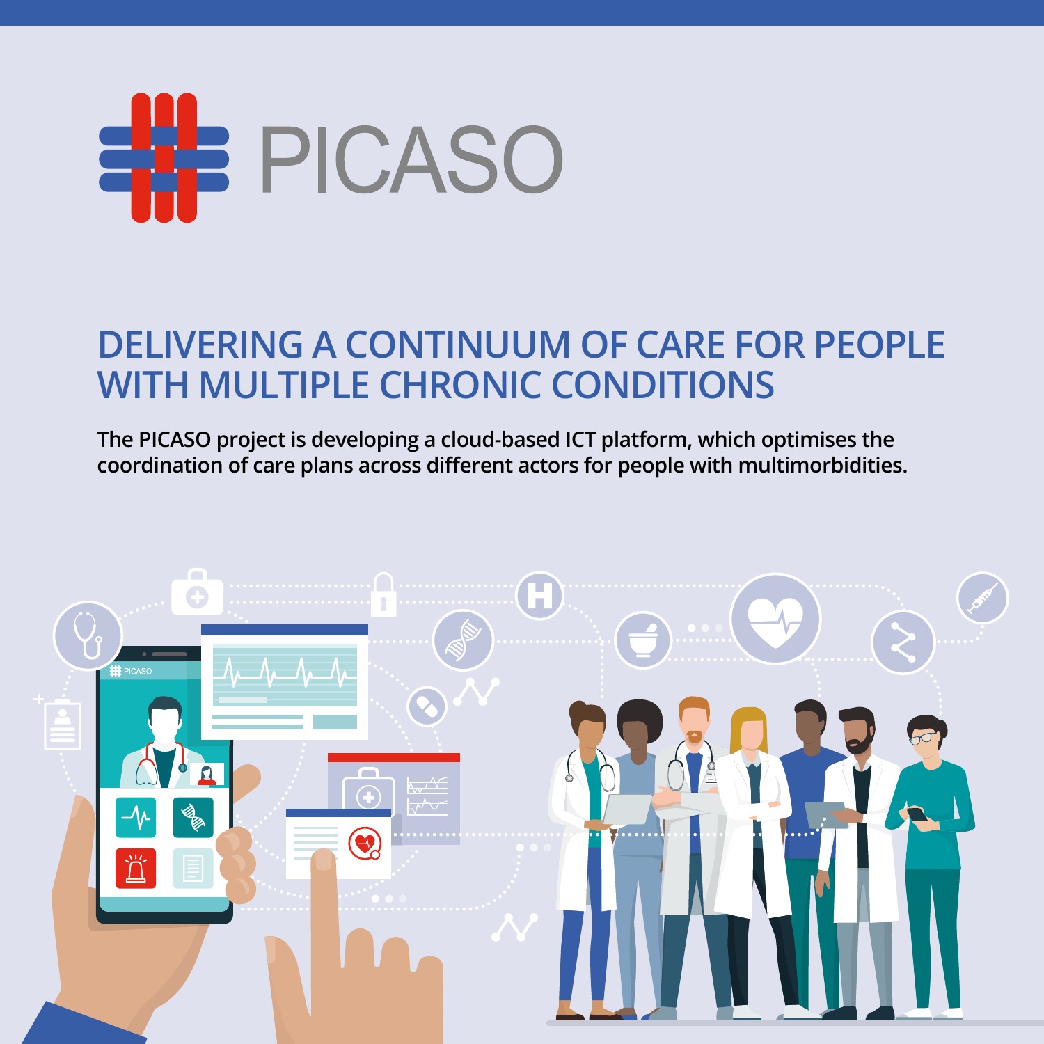# PICASO

## DELIVERING A CONTINUUM OF CARE FOR PEOPLE WITH MULTIPLE CHRONIC CONDITIONS

**The PICASO project is developing a cloud-based ICT platform, which optimises the coordination of care plans across different actors for people with multimorbidities.**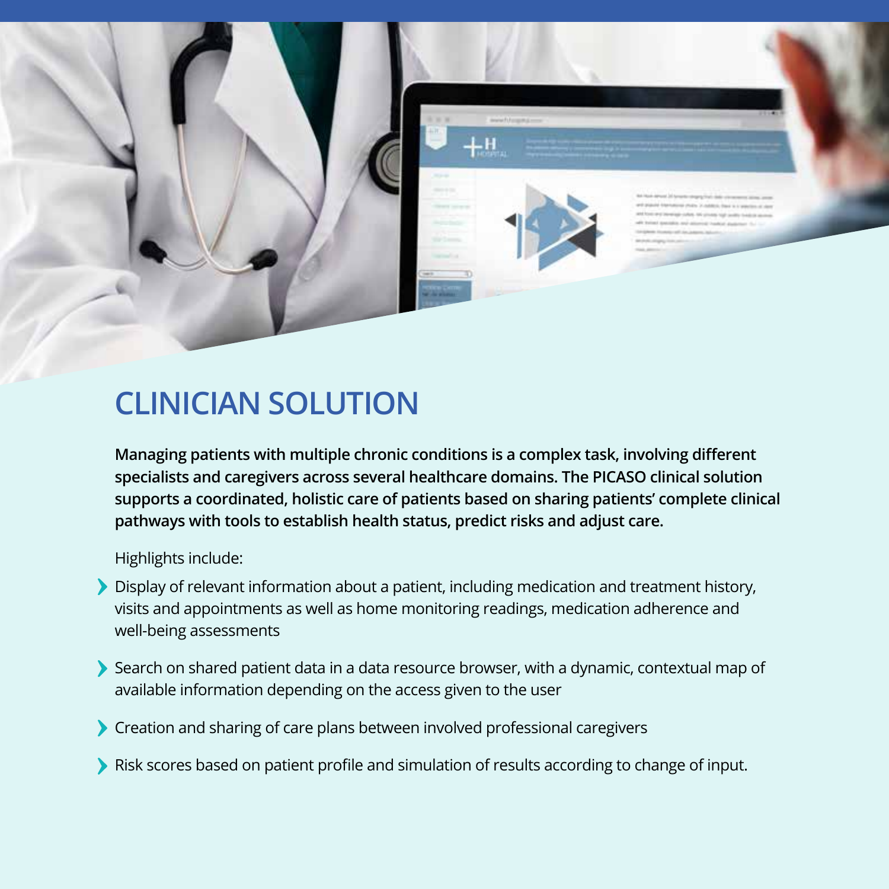# CLINICIAN SOLUTION

**Managing patients with multiple chronic conditions is a complex task, involving different specialists and caregivers across several healthcare domains. The PICASO clinical solution supports a coordinated, holistic care of patients based on sharing patients' complete clinical pathways with tools to establish health status, predict risks and adjust care.**

Highlights include:

- Display of relevant information about a patient, including medication and treatment history, visits and appointments as well as home monitoring readings, medication adherence and well-being assessments
- Search on shared patient data in a data resource browser, with a dynamic, contextual map of available information depending on the access given to the user
- Creation and sharing of care plans between involved professional caregivers
- Risk scores based on patient profile and simulation of results according to change of input.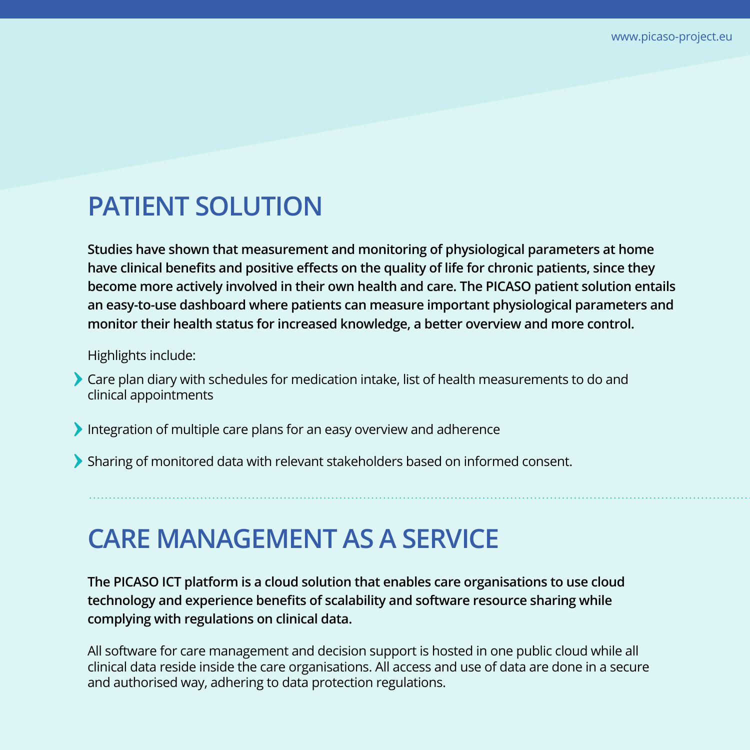## PATIENT SOLUTION

**Studies have shown that measurement and monitoring of physiological parameters at home have clinical benefits and positive effects on the quality of life for chronic patients, since they become more actively involved in their own health and care. The PICASO patient solution entails an easy-to-use dashboard where patients can measure important physiological parameters and monitor their health status for increased knowledge, a better overview and more control.**

Highlights include:

- Care plan diary with schedules for medication intake, list of health measurements to do and clinical appointments
- Integration of multiple care plans for an easy overview and adherence
- Sharing of monitored data with relevant stakeholders based on informed consent.

## CARE MANAGEMENT AS A SERVICE

**The PICASO ICT platform is a cloud solution that enables care organisations to use cloud technology and experience benefits of scalability and software resource sharing while complying with regulations on clinical data.**

All software for care management and decision support is hosted in one public cloud while all clinical data reside inside the care organisations. All access and use of data are done in a secure and authorised way, adhering to data protection regulations.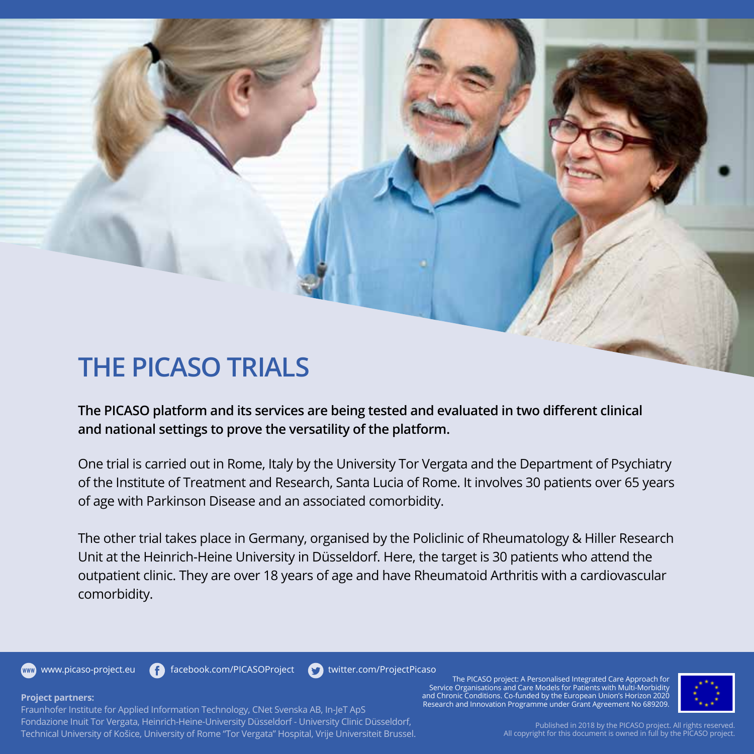# THE PICASO TRIALS

**The PICASO platform and its services are being tested and evaluated in two different clinical and national settings to prove the versatility of the platform.**

One trial is carried out in Rome, Italy by the University Tor Vergata and the Department of Psychiatry of the Institute of Treatment and Research, Santa Lucia of Rome. It involves 30 patients over 65 years of age with Parkinson Disease and an associated comorbidity.

The other trial takes place in Germany, organised by the Policlinic of Rheumatology & Hiller Research Unit at the Heinrich-Heine University in Düsseldorf. Here, the target is 30 patients who attend the outpatient clinic. They are over 18 years of age and have Rheumatoid Arthritis with a cardiovascular comorbidity.

www.picaso-project.eu facebook.com/PICASOProject twitter.com/ProjectPicaso

**Project partners:**
Fraunhofer Institute for Applied Information Technology, CNet Svenska AB, In-JeT ApS
Fondazione Inuit Tor Vergata, Heinrich-Heine-University Düsseldorf - University Clinic Düsseldorf,
Technical University of Košice, University of Rome "Tor Vergata" Hospital, Vrije Universiteit Brussel.

The PICASO project: A Personalised Integrated Care Approach for Service Organisations and Care Models for Patients with Multi-Morbidity and Chronic Conditions. Co-funded by the European Union's Horizon 2020 Research and Innovation Programme under Grant Agreement No 689209.

Published in 2018 by the PICASO project. All rights reserved.
All copyright for this document is owned in full by the PICASO project.